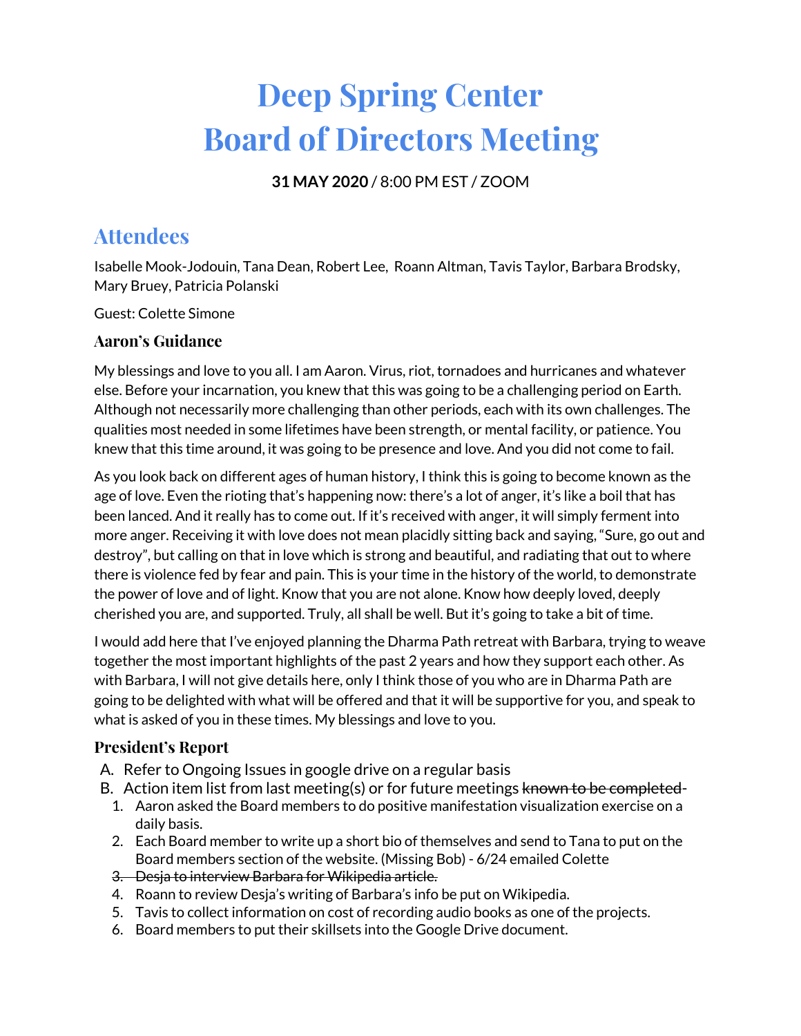# Deep Spring Center
# Board of Directors Meeting

**31 MAY 2020** / 8:00 PM EST / ZOOM

## Attendees

Isabelle Mook-Jodouin, Tana Dean, Robert Lee, Roann Altman, Tavis Taylor, Barbara Brodsky, Mary Bruey, Patricia Polanski

Guest: Colette Simone

### Aaron's Guidance

My blessings and love to you all. I am Aaron. Virus, riot, tornadoes and hurricanes and whatever else. Before your incarnation, you knew that this was going to be a challenging period on Earth. Although not necessarily more challenging than other periods, each with its own challenges. The qualities most needed in some lifetimes have been strength, or mental facility, or patience. You knew that this time around, it was going to be presence and love. And you did not come to fail.

As you look back on different ages of human history, I think this is going to become known as the age of love. Even the rioting that's happening now: there's a lot of anger, it's like a boil that has been lanced. And it really has to come out. If it's received with anger, it will simply ferment into more anger. Receiving it with love does not mean placidly sitting back and saying, "Sure, go out and destroy", but calling on that in love which is strong and beautiful, and radiating that out to where there is violence fed by fear and pain. This is your time in the history of the world, to demonstrate the power of love and of light. Know that you are not alone. Know how deeply loved, deeply cherished you are, and supported. Truly, all shall be well. But it's going to take a bit of time.

I would add here that I've enjoyed planning the Dharma Path retreat with Barbara, trying to weave together the most important highlights of the past 2 years and how they support each other. As with Barbara, I will not give details here, only I think those of you who are in Dharma Path are going to be delighted with what will be offered and that it will be supportive for you, and speak to what is asked of you in these times. My blessings and love to you.

### President's Report

A. Refer to Ongoing Issues in google drive on a regular basis
B. Action item list from last meeting(s) or for future meetings ~~known to be completed~~
   1. Aaron asked the Board members to do positive manifestation visualization exercise on a daily basis.
   2. Each Board member to write up a short bio of themselves and send to Tana to put on the Board members section of the website. (Missing Bob) - 6/24 emailed Colette
   3. ~~Desja to interview Barbara for Wikipedia article.~~
   4. Roann to review Desja's writing of Barbara's info be put on Wikipedia.
   5. Tavis to collect information on cost of recording audio books as one of the projects.
   6. Board members to put their skillsets into the Google Drive document.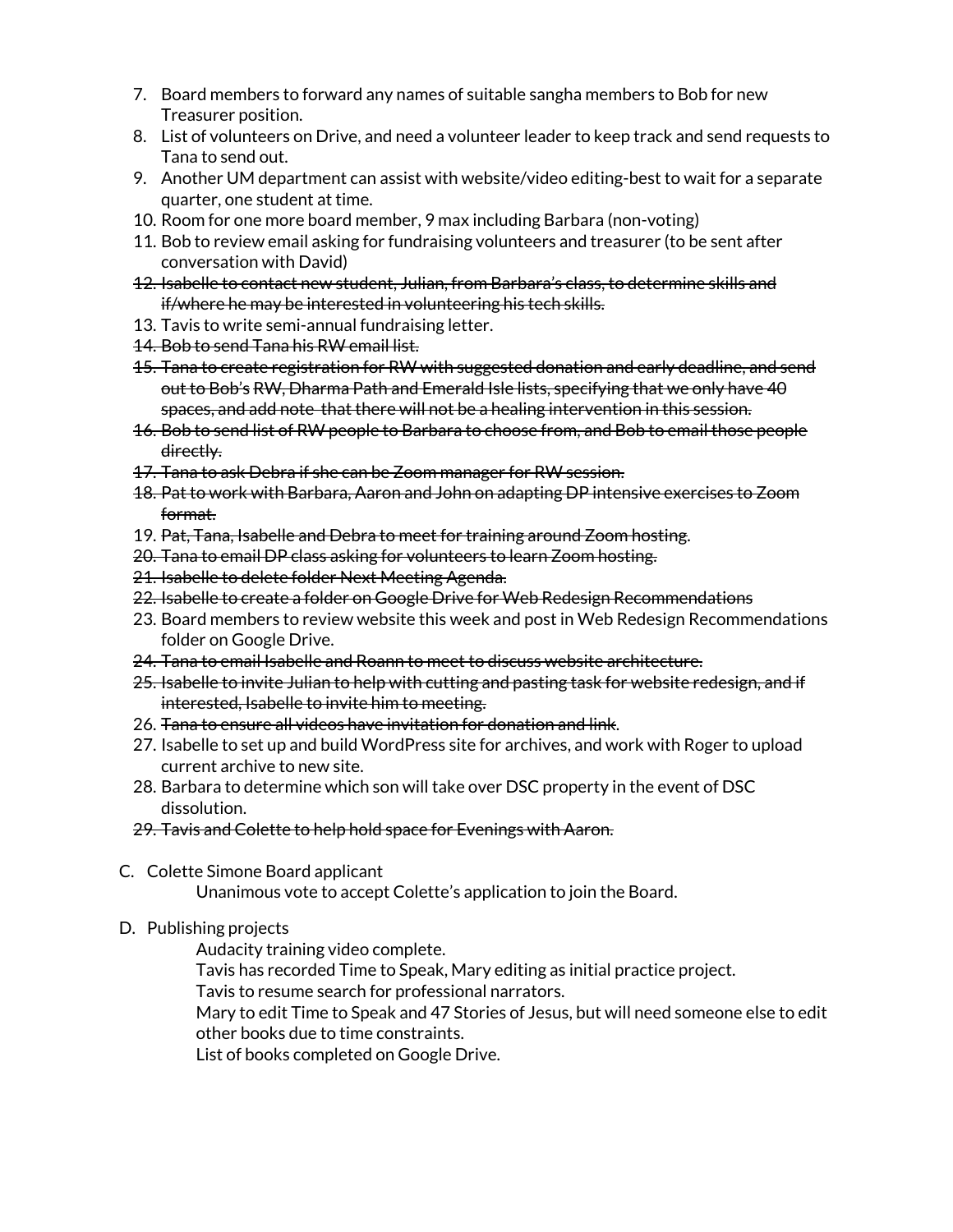7. Board members to forward any names of suitable sangha members to Bob for new Treasurer position.
8. List of volunteers on Drive, and need a volunteer leader to keep track and send requests to Tana to send out.
9. Another UM department can assist with website/video editing-best to wait for a separate quarter, one student at time.
10. Room for one more board member, 9 max including Barbara (non-voting)
11. Bob to review email asking for fundraising volunteers and treasurer (to be sent after conversation with David)
12. ~~Isabelle to contact new student, Julian, from Barbara's class, to determine skills and if/where he may be interested in volunteering his tech skills.~~
13. Tavis to write semi-annual fundraising letter.
14. ~~Bob to send Tana his RW email list.~~
15. ~~Tana to create registration for RW with suggested donation and early deadline, and send out to Bob's RW, Dharma Path and Emerald Isle lists, specifying that we only have 40 spaces, and add note that there will not be a healing intervention in this session.~~
16. ~~Bob to send list of RW people to Barbara to choose from, and Bob to email those people directly.~~
17. ~~Tana to ask Debra if she can be Zoom manager for RW session.~~
18. ~~Pat to work with Barbara, Aaron and John on adapting DP intensive exercises to Zoom format.~~
19. ~~Pat, Tana, Isabelle and Debra to meet for training around Zoom hosting~~.
20. ~~Tana to email DP class asking for volunteers to learn Zoom hosting.~~
21. ~~Isabelle to delete folder Next Meeting Agenda.~~
22. ~~Isabelle to create a folder on Google Drive for Web Redesign Recommendations~~
23. Board members to review website this week and post in Web Redesign Recommendations folder on Google Drive.
24. ~~Tana to email Isabelle and Roann to meet to discuss website architecture.~~
25. ~~Isabelle to invite Julian to help with cutting and pasting task for website redesign, and if interested, Isabelle to invite him to meeting.~~
26. ~~Tana to ensure all videos have invitation for donation and link~~.
27. Isabelle to set up and build WordPress site for archives, and work with Roger to upload current archive to new site.
28. Barbara to determine which son will take over DSC property in the event of DSC dissolution.
29. ~~Tavis and Colette to help hold space for Evenings with Aaron.~~

C. Colette Simone Board applicant

Unanimous vote to accept Colette's application to join the Board.

D. Publishing projects

Audacity training video complete.
Tavis has recorded Time to Speak, Mary editing as initial practice project.
Tavis to resume search for professional narrators.
Mary to edit Time to Speak and 47 Stories of Jesus, but will need someone else to edit other books due to time constraints.
List of books completed on Google Drive.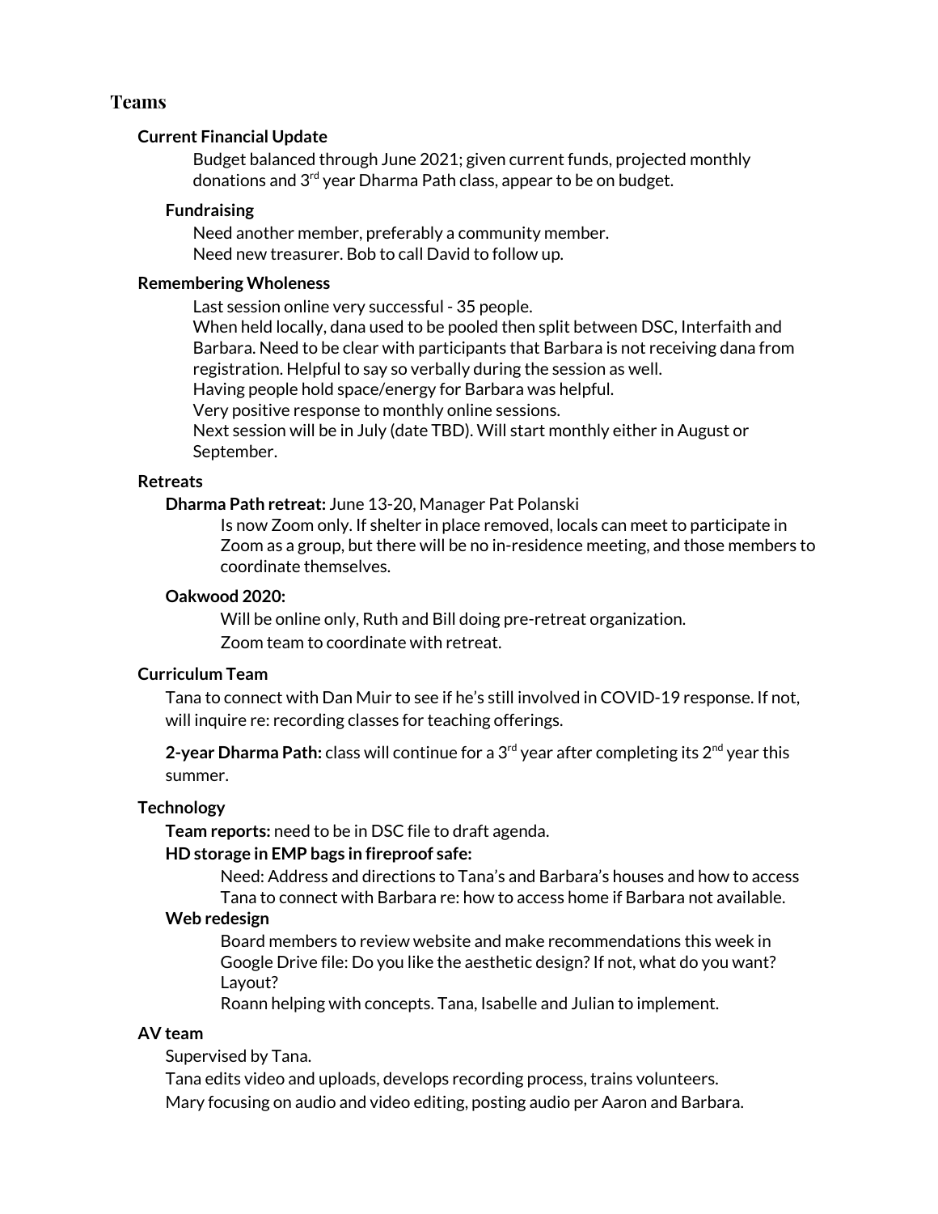## Teams

### Current Financial Update

Budget balanced through June 2021; given current funds, projected monthly donations and 3rd year Dharma Path class, appear to be on budget.

#### Fundraising

Need another member, preferably a community member.
Need new treasurer. Bob to call David to follow up.

### Remembering Wholeness

Last session online very successful - 35 people.
When held locally, dana used to be pooled then split between DSC, Interfaith and Barbara. Need to be clear with participants that Barbara is not receiving dana from registration. Helpful to say so verbally during the session as well.
Having people hold space/energy for Barbara was helpful.
Very positive response to monthly online sessions.
Next session will be in July (date TBD). Will start monthly either in August or September.

### Retreats

**Dharma Path retreat:** June 13-20, Manager Pat Polanski

Is now Zoom only. If shelter in place removed, locals can meet to participate in Zoom as a group, but there will be no in-residence meeting, and those members to coordinate themselves.

**Oakwood 2020:**

Will be online only, Ruth and Bill doing pre-retreat organization.
Zoom team to coordinate with retreat.

### Curriculum Team

Tana to connect with Dan Muir to see if he's still involved in COVID-19 response. If not, will inquire re: recording classes for teaching offerings.

**2-year Dharma Path:** class will continue for a 3rd year after completing its 2nd year this summer.

### Technology

**Team reports:** need to be in DSC file to draft agenda.

**HD storage in EMP bags in fireproof safe:**

Need: Address and directions to Tana's and Barbara's houses and how to access
Tana to connect with Barbara re: how to access home if Barbara not available.

**Web redesign**

Board members to review website and make recommendations this week in Google Drive file: Do you like the aesthetic design? If not, what do you want? Layout?
Roann helping with concepts. Tana, Isabelle and Julian to implement.

### AV team

Supervised by Tana.
Tana edits video and uploads, develops recording process, trains volunteers.
Mary focusing on audio and video editing, posting audio per Aaron and Barbara.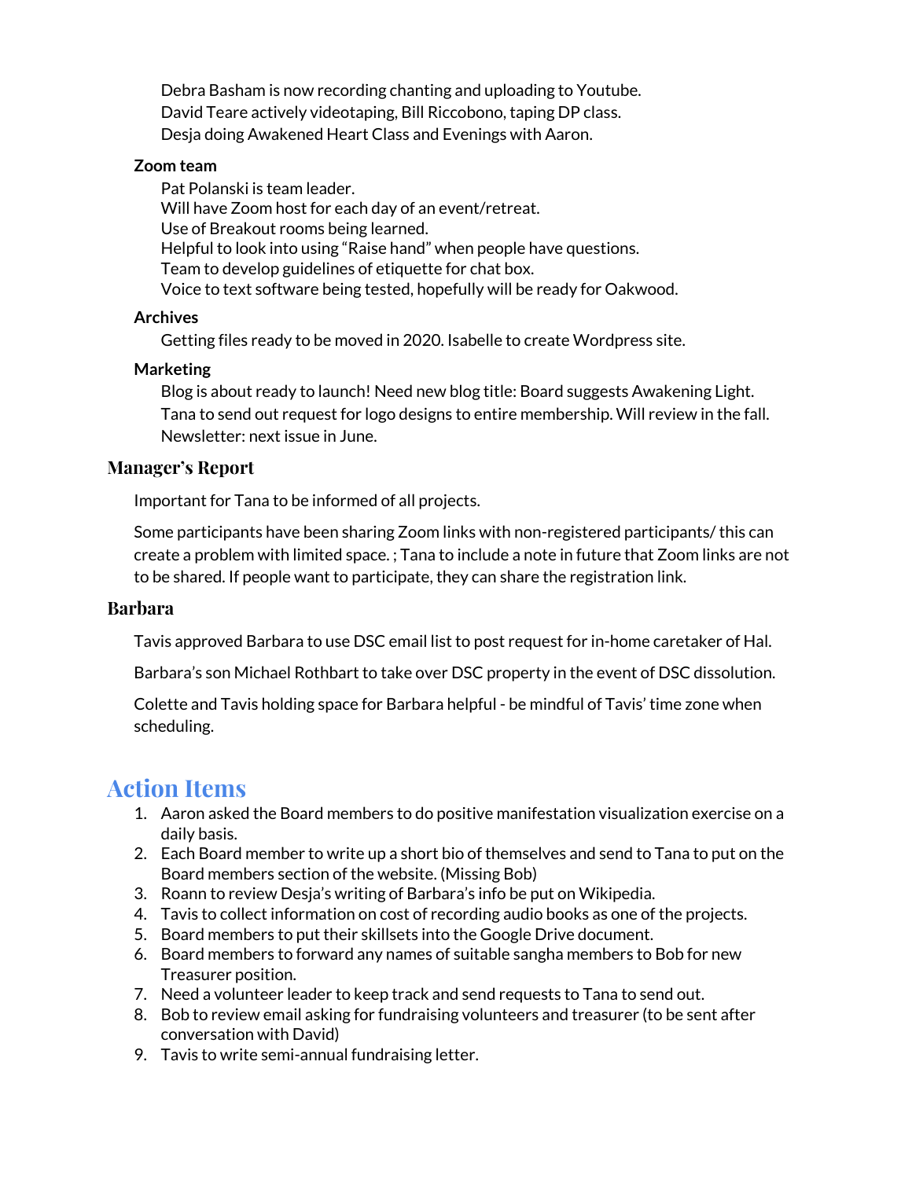Debra Basham is now recording chanting and uploading to Youtube.
David Teare actively videotaping, Bill Riccobono, taping DP class.
Desja doing Awakened Heart Class and Evenings with Aaron.

**Zoom team**

Pat Polanski is team leader.
Will have Zoom host for each day of an event/retreat.
Use of Breakout rooms being learned.
Helpful to look into using "Raise hand" when people have questions.
Team to develop guidelines of etiquette for chat box.
Voice to text software being tested, hopefully will be ready for Oakwood.

**Archives**

Getting files ready to be moved in 2020. Isabelle to create Wordpress site.

**Marketing**

Blog is about ready to launch! Need new blog title: Board suggests Awakening Light.
Tana to send out request for logo designs to entire membership. Will review in the fall.
Newsletter: next issue in June.

### Manager's Report

Important for Tana to be informed of all projects.

Some participants have been sharing Zoom links with non-registered participants/ this can create a problem with limited space. ; Tana to include a note in future that Zoom links are not to be shared. If people want to participate, they can share the registration link.

### Barbara

Tavis approved Barbara to use DSC email list to post request for in-home caretaker of Hal.

Barbara's son Michael Rothbart to take over DSC property in the event of DSC dissolution.

Colette and Tavis holding space for Barbara helpful - be mindful of Tavis' time zone when scheduling.

## Action Items

1. Aaron asked the Board members to do positive manifestation visualization exercise on a daily basis.
2. Each Board member to write up a short bio of themselves and send to Tana to put on the Board members section of the website. (Missing Bob)
3. Roann to review Desja's writing of Barbara's info be put on Wikipedia.
4. Tavis to collect information on cost of recording audio books as one of the projects.
5. Board members to put their skillsets into the Google Drive document.
6. Board members to forward any names of suitable sangha members to Bob for new Treasurer position.
7. Need a volunteer leader to keep track and send requests to Tana to send out.
8. Bob to review email asking for fundraising volunteers and treasurer (to be sent after conversation with David)
9. Tavis to write semi-annual fundraising letter.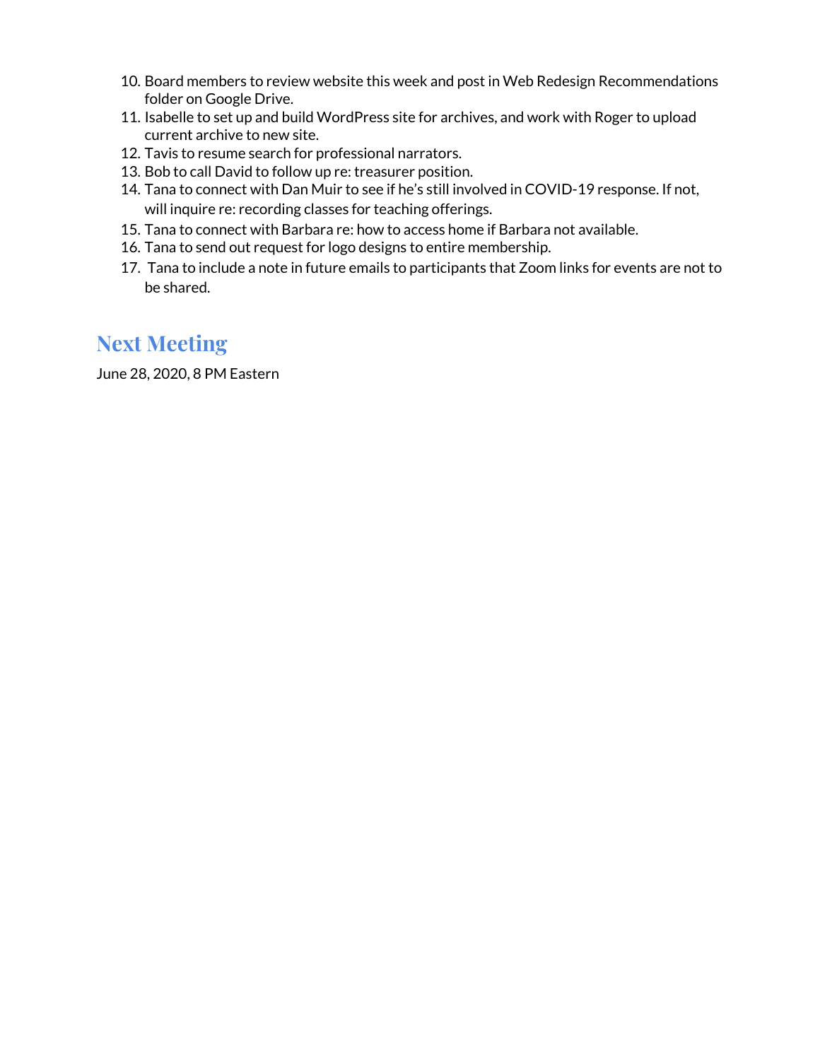10. Board members to review website this week and post in Web Redesign Recommendations folder on Google Drive.
11. Isabelle to set up and build WordPress site for archives, and work with Roger to upload current archive to new site.
12. Tavis to resume search for professional narrators.
13. Bob to call David to follow up re: treasurer position.
14. Tana to connect with Dan Muir to see if he's still involved in COVID-19 response. If not, will inquire re: recording classes for teaching offerings.
15. Tana to connect with Barbara re: how to access home if Barbara not available.
16. Tana to send out request for logo designs to entire membership.
17. Tana to include a note in future emails to participants that Zoom links for events are not to be shared.

## Next Meeting

June 28, 2020, 8 PM Eastern